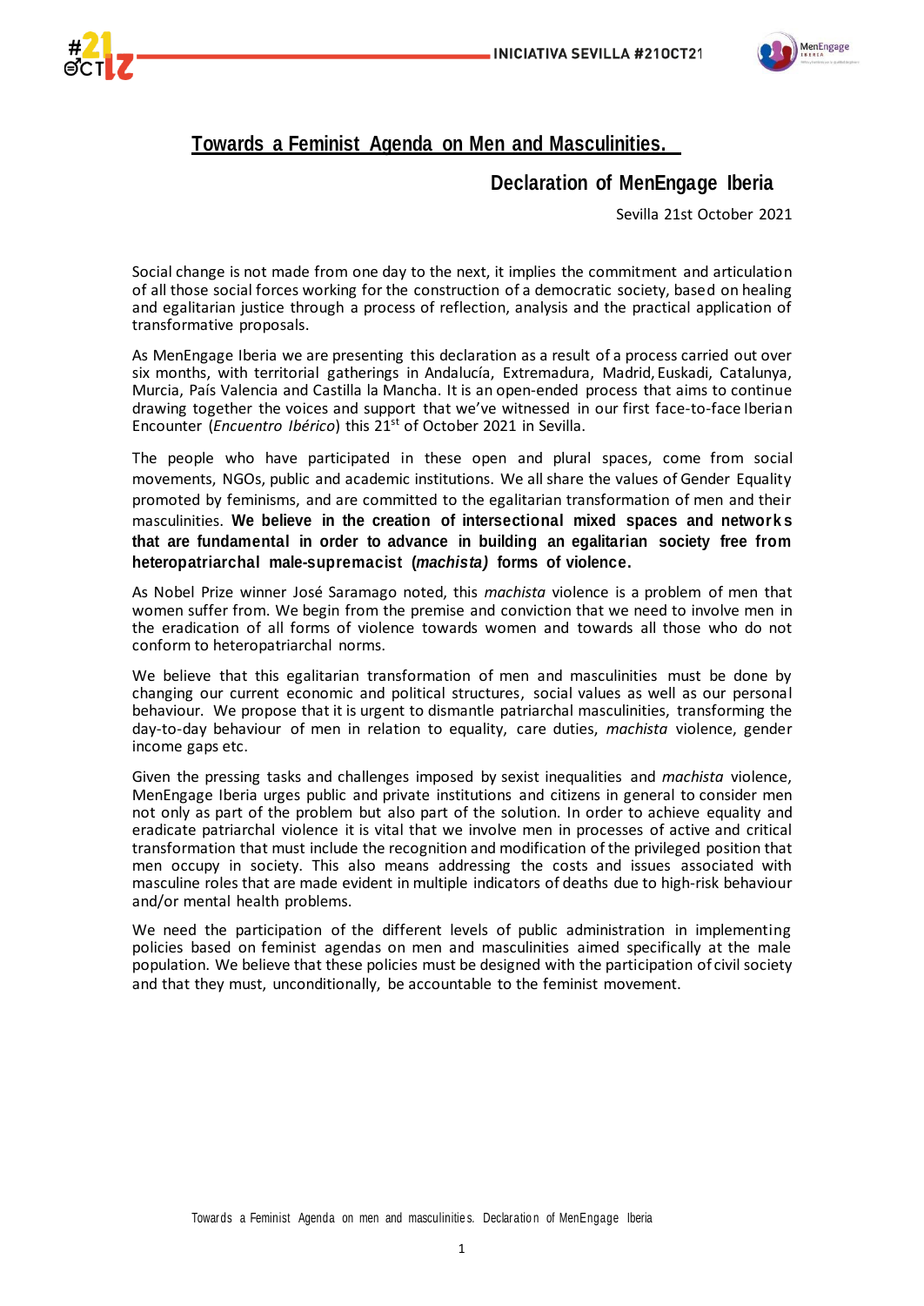# Towards a Feminist Agenda on Men and Masculinities.

## Declaration of MenEngage Iberia

Sevilla 21st October 2021

Social change is not made from one day to the next, it implies the commitment and articulation of all those social forces working for the construction of a democratic society, based on healing and egalitarian justice through a process of reflection, analysis and the practical application of transformative proposals.

As MenEngage Iberia we are presenting this declaration as a result of a process carried out over six months, with territorial gatherings in Andalucía, Extremadura, Madrid, Euskadi, Catalunya, Murcia, País Valencia and Castilla la Mancha. It is an open-ended process that aims to continue drawing together the voices and support that we've witnessed in our first face-to-face Iberian Encounter (*Encuentro Ibérico*) this 21st of October 2021 in Sevilla.

The people who have participated in these open and plural spaces, come from social movements, NGOs, public and academic institutions. We all share the values of Gender Equality promoted by feminisms, and are committed to the egalitarian transformation of men and their masculinities. **We believe in the creation of intersectional mixed spaces and networks that are fundamental in order to advance in building an egalitarian society free from heteropatriarchal male-supremacist (*machista)* forms of violence.**

As Nobel Prize winner José Saramago noted, this *machista* violence is a problem of men that women suffer from. We begin from the premise and conviction that we need to involve men in the eradication of all forms of violence towards women and towards all those who do not conform to heteropatriarchal norms.

We believe that this egalitarian transformation of men and masculinities must be done by changing our current economic and political structures, social values as well as our personal behaviour. We propose that it is urgent to dismantle patriarchal masculinities, transforming the day-to-day behaviour of men in relation to equality, care duties, *machista* violence, gender income gaps etc.

Given the pressing tasks and challenges imposed by sexist inequalities and *machista* violence, MenEngage Iberia urges public and private institutions and citizens in general to consider men not only as part of the problem but also part of the solution. In order to achieve equality and eradicate patriarchal violence it is vital that we involve men in processes of active and critical transformation that must include the recognition and modification of the privileged position that men occupy in society. This also means addressing the costs and issues associated with masculine roles that are made evident in multiple indicators of deaths due to high-risk behaviour and/or mental health problems.

We need the participation of the different levels of public administration in implementing policies based on feminist agendas on men and masculinities aimed specifically at the male population. We believe that these policies must be designed with the participation of civil society and that they must, unconditionally, be accountable to the feminist movement.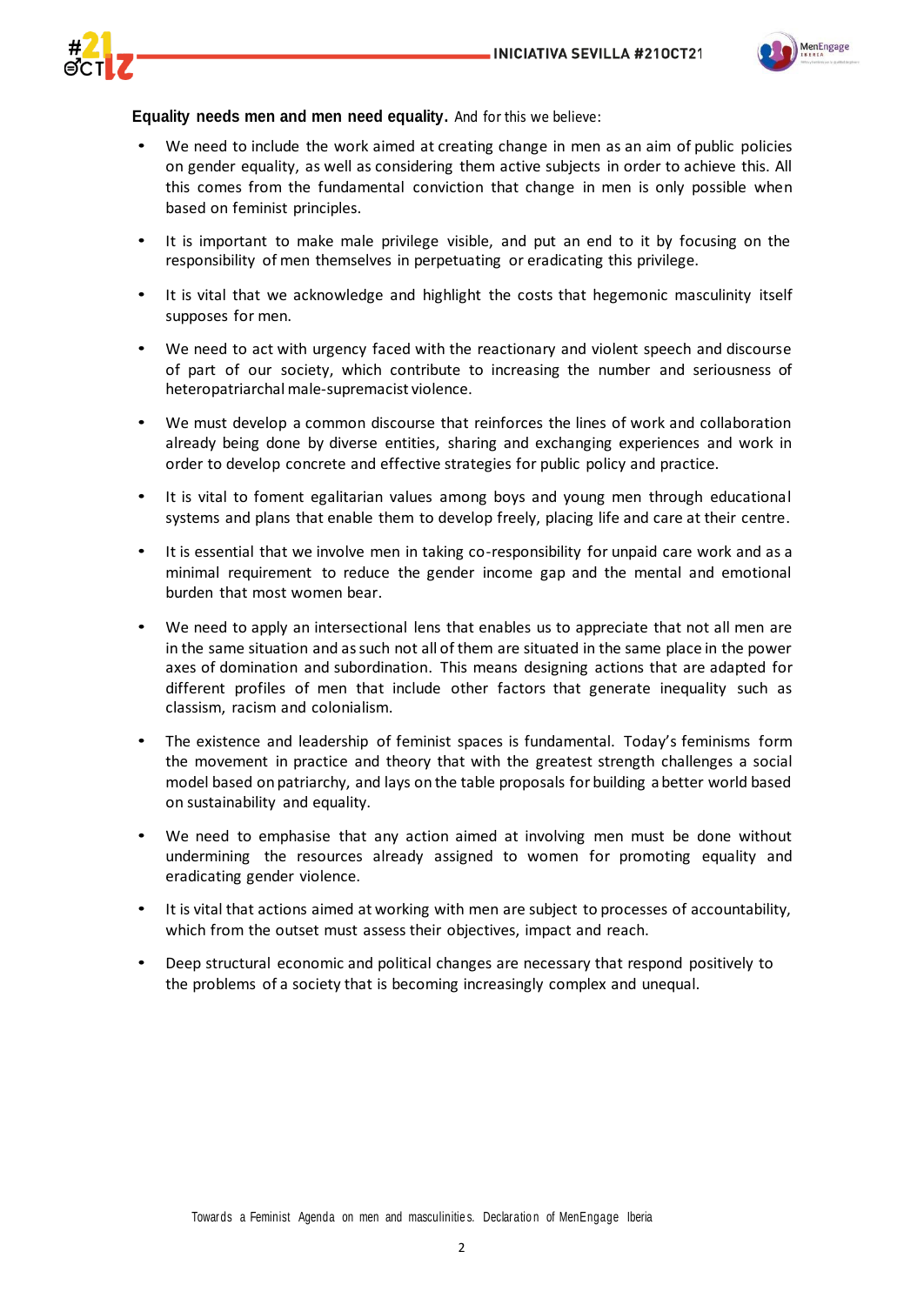**Equality needs men and men need equality.** And for this we believe:

- We need to include the work aimed at creating change in men as an aim of public policies on gender equality, as well as considering them active subjects in order to achieve this. All this comes from the fundamental conviction that change in men is only possible when based on feminist principles.
- It is important to make male privilege visible, and put an end to it by focusing on the responsibility of men themselves in perpetuating or eradicating this privilege.
- It is vital that we acknowledge and highlight the costs that hegemonic masculinity itself supposes for men.
- We need to act with urgency faced with the reactionary and violent speech and discourse of part of our society, which contribute to increasing the number and seriousness of heteropatriarchal male-supremacist violence.
- We must develop a common discourse that reinforces the lines of work and collaboration already being done by diverse entities, sharing and exchanging experiences and work in order to develop concrete and effective strategies for public policy and practice.
- It is vital to foment egalitarian values among boys and young men through educational systems and plans that enable them to develop freely, placing life and care at their centre.
- It is essential that we involve men in taking co-responsibility for unpaid care work and as a minimal requirement to reduce the gender income gap and the mental and emotional burden that most women bear.
- We need to apply an intersectional lens that enables us to appreciate that not all men are in the same situation and as such not all of them are situated in the same place in the power axes of domination and subordination. This means designing actions that are adapted for different profiles of men that include other factors that generate inequality such as classism, racism and colonialism.
- The existence and leadership of feminist spaces is fundamental. Today's feminisms form the movement in practice and theory that with the greatest strength challenges a social model based on patriarchy, and lays on the table proposals for building a better world based on sustainability and equality.
- We need to emphasise that any action aimed at involving men must be done without undermining the resources already assigned to women for promoting equality and eradicating gender violence.
- It is vital that actions aimed at working with men are subject to processes of accountability, which from the outset must assess their objectives, impact and reach.
- Deep structural economic and political changes are necessary that respond positively to the problems of a society that is becoming increasingly complex and unequal.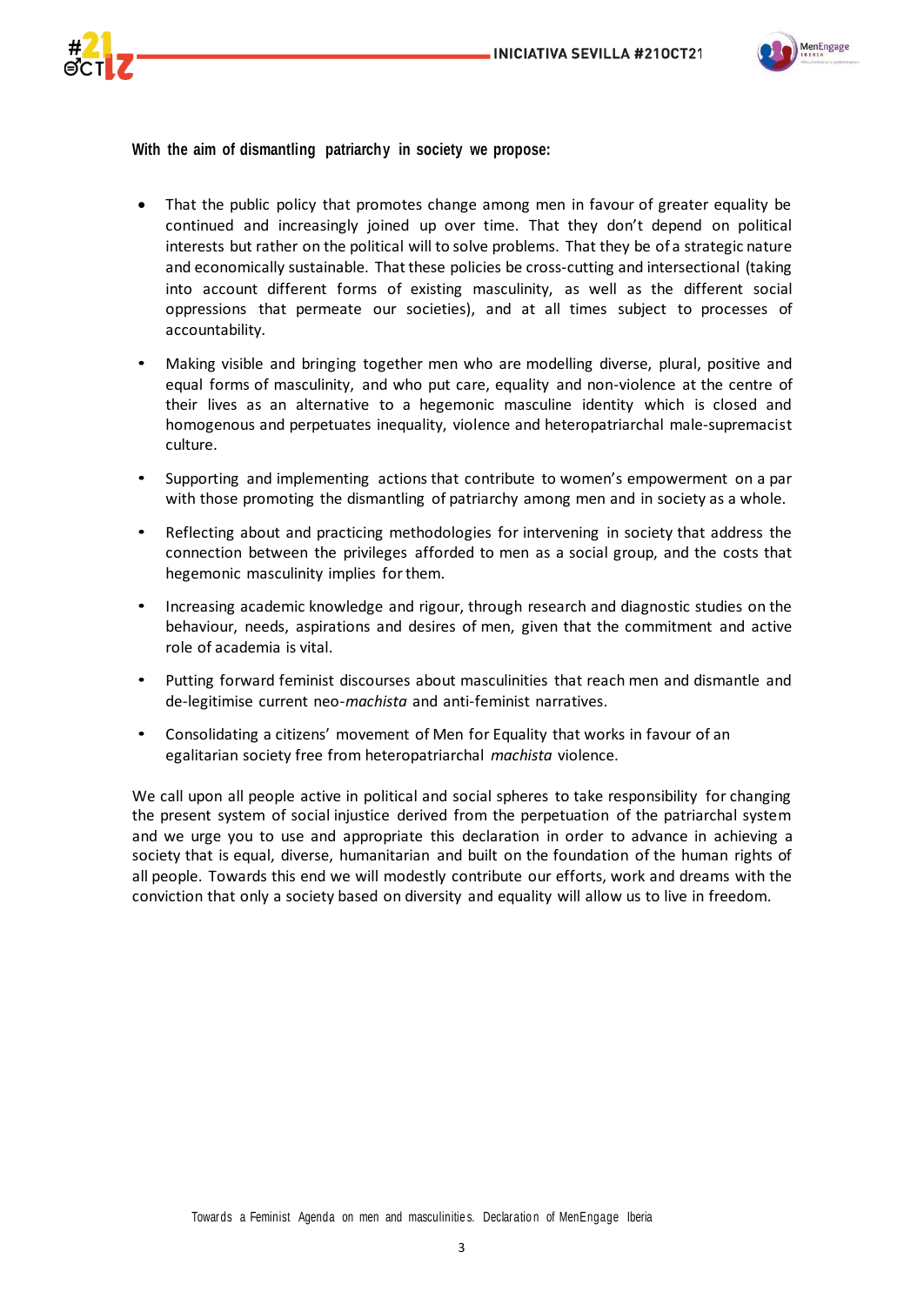**With the aim of dismantling patriarchy in society we propose:**

- That the public policy that promotes change among men in favour of greater equality be continued and increasingly joined up over time. That they don't depend on political interests but rather on the political will to solve problems. That they be of a strategic nature and economically sustainable. That these policies be cross-cutting and intersectional (taking into account different forms of existing masculinity, as well as the different social oppressions that permeate our societies), and at all times subject to processes of accountability.
- Making visible and bringing together men who are modelling diverse, plural, positive and equal forms of masculinity, and who put care, equality and non-violence at the centre of their lives as an alternative to a hegemonic masculine identity which is closed and homogenous and perpetuates inequality, violence and heteropatriarchal male-supremacist culture.
- Supporting and implementing actions that contribute to women's empowerment on a par with those promoting the dismantling of patriarchy among men and in society as a whole.
- Reflecting about and practicing methodologies for intervening in society that address the connection between the privileges afforded to men as a social group, and the costs that hegemonic masculinity implies for them.
- Increasing academic knowledge and rigour, through research and diagnostic studies on the behaviour, needs, aspirations and desires of men, given that the commitment and active role of academia is vital.
- Putting forward feminist discourses about masculinities that reach men and dismantle and de-legitimise current neo-*machista* and anti-feminist narratives.
- Consolidating a citizens' movement of Men for Equality that works in favour of an egalitarian society free from heteropatriarchal *machista* violence.

We call upon all people active in political and social spheres to take responsibility for changing the present system of social injustice derived from the perpetuation of the patriarchal system and we urge you to use and appropriate this declaration in order to advance in achieving a society that is equal, diverse, humanitarian and built on the foundation of the human rights of all people. Towards this end we will modestly contribute our efforts, work and dreams with the conviction that only a society based on diversity and equality will allow us to live in freedom.